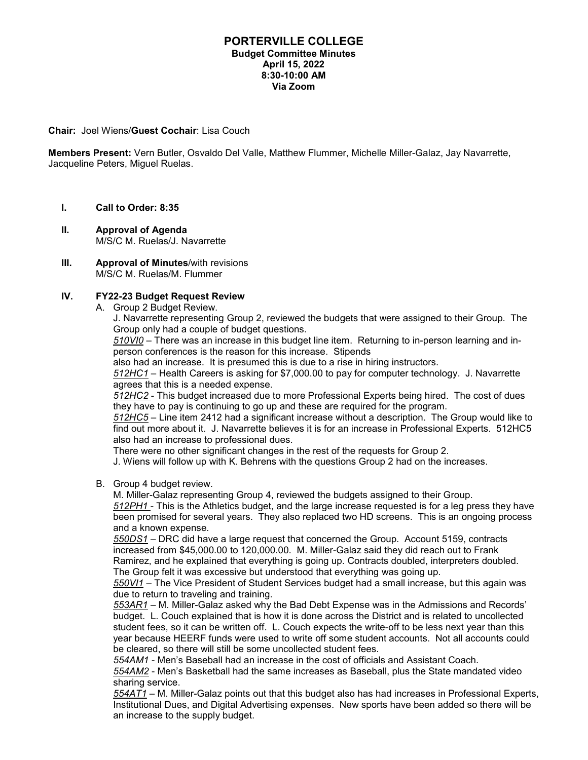# PORTERVILLE COLLEGE

**Budget Committee Minutes**
**April 15, 2022**
**8:30-10:00 AM**
**Via Zoom**

**Chair:** Joel Wiens/**Guest Cochair**: Lisa Couch

**Members Present:** Vern Butler, Osvaldo Del Valle, Matthew Flummer, Michelle Miller-Galaz, Jay Navarrette, Jacqueline Peters, Miguel Ruelas.

**I. Call to Order: 8:35**

**II. Approval of Agenda**
M/S/C M. Ruelas/J. Navarrette

**III. Approval of Minutes**/with revisions
M/S/C M. Ruelas/M. Flummer

**IV. FY22-23 Budget Request Review**

A. Group 2 Budget Review.

J. Navarrette representing Group 2, reviewed the budgets that were assigned to their Group. The Group only had a couple of budget questions.

*510VI0* – There was an increase in this budget line item. Returning to in-person learning and in-person conferences is the reason for this increase. Stipends also had an increase. It is presumed this is due to a rise in hiring instructors.

*512HC1* – Health Careers is asking for $7,000.00 to pay for computer technology. J. Navarrette agrees that this is a needed expense.

*512HC2* - This budget increased due to more Professional Experts being hired. The cost of dues they have to pay is continuing to go up and these are required for the program.

*512HC5* – Line item 2412 had a significant increase without a description. The Group would like to find out more about it. J. Navarrette believes it is for an increase in Professional Experts. 512HC5 also had an increase to professional dues.

There were no other significant changes in the rest of the requests for Group 2.

J. Wiens will follow up with K. Behrens with the questions Group 2 had on the increases.

B. Group 4 budget review.

M. Miller-Galaz representing Group 4, reviewed the budgets assigned to their Group.

*512PH1* - This is the Athletics budget, and the large increase requested is for a leg press they have been promised for several years. They also replaced two HD screens. This is an ongoing process and a known expense.

*550DS1* – DRC did have a large request that concerned the Group. Account 5159, contracts increased from $45,000.00 to 120,000.00. M. Miller-Galaz said they did reach out to Frank Ramirez, and he explained that everything is going up. Contracts doubled, interpreters doubled. The Group felt it was excessive but understood that everything was going up.

*550VI1* – The Vice President of Student Services budget had a small increase, but this again was due to return to traveling and training.

*553AR1* – M. Miller-Galaz asked why the Bad Debt Expense was in the Admissions and Records' budget. L. Couch explained that is how it is done across the District and is related to uncollected student fees, so it can be written off. L. Couch expects the write-off to be less next year than this year because HEERF funds were used to write off some student accounts. Not all accounts could be cleared, so there will still be some uncollected student fees.

*554AM1* - Men's Baseball had an increase in the cost of officials and Assistant Coach.

*554AM2* - Men's Basketball had the same increases as Baseball, plus the State mandated video sharing service.

*554AT1* – M. Miller-Galaz points out that this budget also has had increases in Professional Experts, Institutional Dues, and Digital Advertising expenses. New sports have been added so there will be an increase to the supply budget.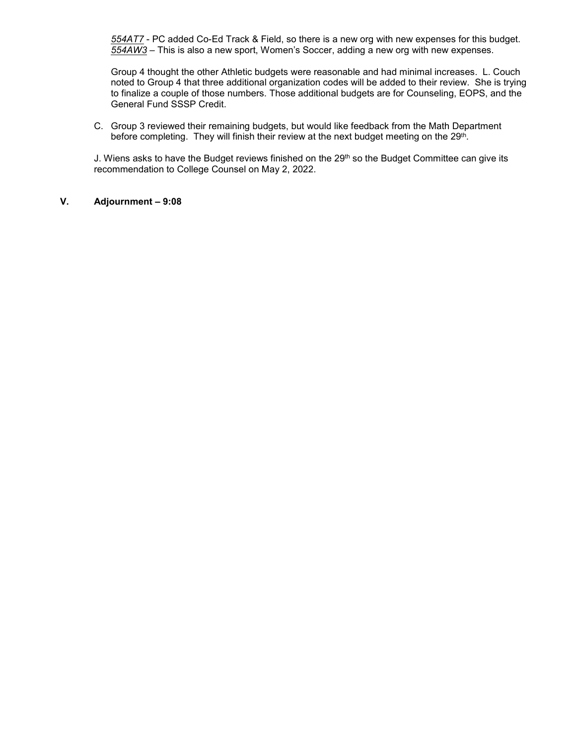*554AT7* - PC added Co-Ed Track & Field, so there is a new org with new expenses for this budget.
*554AW3* – This is also a new sport, Women's Soccer, adding a new org with new expenses.

Group 4 thought the other Athletic budgets were reasonable and had minimal increases. L. Couch noted to Group 4 that three additional organization codes will be added to their review. She is trying to finalize a couple of those numbers. Those additional budgets are for Counseling, EOPS, and the General Fund SSSP Credit.

C. Group 3 reviewed their remaining budgets, but would like feedback from the Math Department before completing. They will finish their review at the next budget meeting on the 29th.

J. Wiens asks to have the Budget reviews finished on the 29th so the Budget Committee can give its recommendation to College Counsel on May 2, 2022.

## V. Adjournment – 9:08